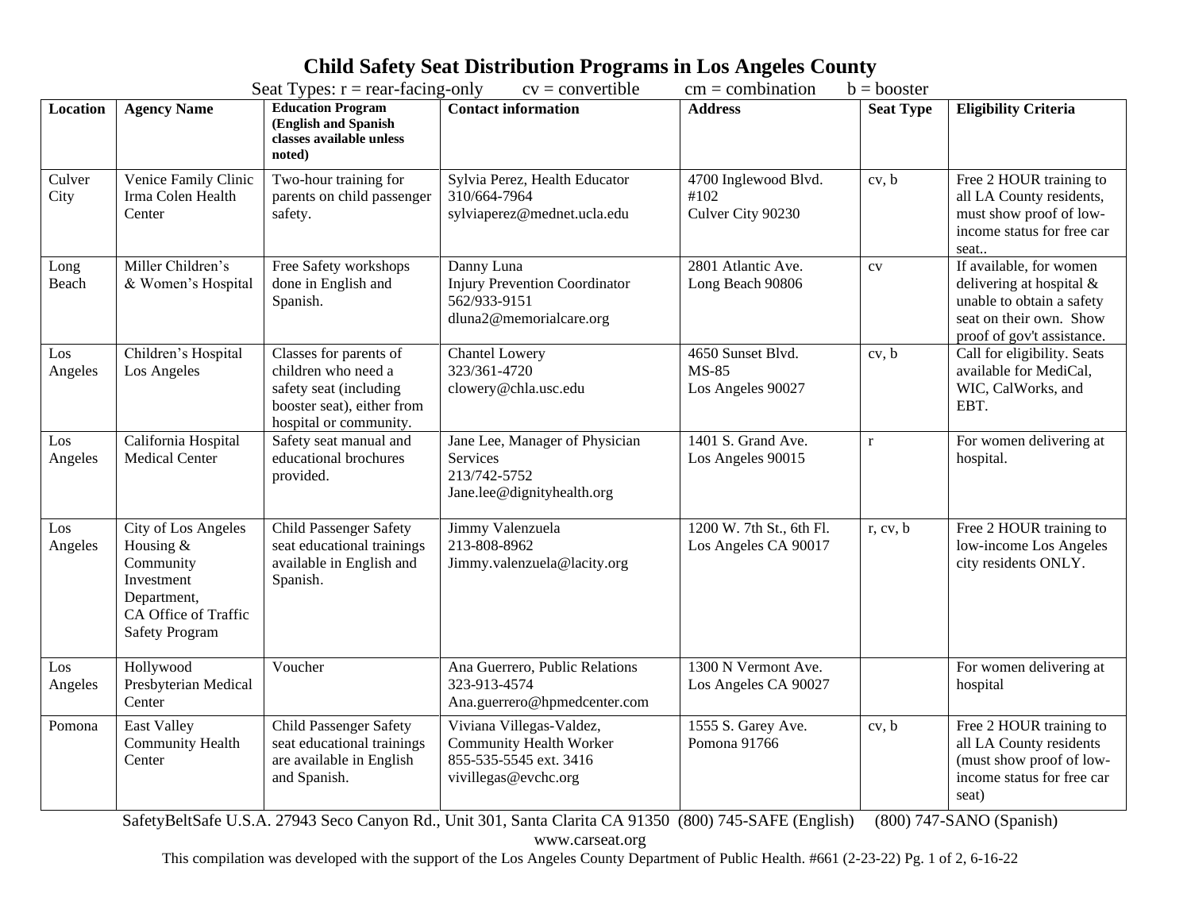# Child Safety Seat Distribution Programs in Los Angeles County

Seat Types: r = rear-facing-only     cv = convertible     cm = combination     b = booster

| Location | Agency Name | Education Program (English and Spanish classes available unless noted) | Contact information | Address | Seat Type | Eligibility Criteria |
|---|---|---|---|---|---|---|
| Culver City | Venice Family Clinic Irma Colen Health Center | Two-hour training for parents on child passenger safety. | Sylvia Perez, Health Educator<br>310/664-7964<br>sylviaperez@mednet.ucla.edu | 4700 Inglewood Blvd. #102<br>Culver City 90230 | cv, b | Free 2 HOUR training to all LA County residents, must show proof of low-income status for free car seat.. |
| Long Beach | Miller Children's & Women's Hospital | Free Safety workshops done in English and Spanish. | Danny Luna<br>Injury Prevention Coordinator<br>562/933-9151<br>dluna2@memorialcare.org | 2801 Atlantic Ave.<br>Long Beach 90806 | cv | If available, for women delivering at hospital & unable to obtain a safety seat on their own. Show proof of gov't assistance. |
| Los Angeles | Children's Hospital Los Angeles | Classes for parents of children who need a safety seat (including booster seat), either from hospital or community. | Chantel Lowery<br>323/361-4720<br>clowery@chla.usc.edu | 4650 Sunset Blvd.<br>MS-85<br>Los Angeles 90027 | cv, b | Call for eligibility. Seats available for MediCal, WIC, CalWorks, and EBT. |
| Los Angeles | California Hospital Medical Center | Safety seat manual and educational brochures provided. | Jane Lee, Manager of Physician Services<br>213/742-5752<br>Jane.lee@dignityhealth.org | 1401 S. Grand Ave.<br>Los Angeles 90015 | r | For women delivering at hospital. |
| Los Angeles | City of Los Angeles Housing & Community Investment Department, CA Office of Traffic Safety Program | Child Passenger Safety seat educational trainings available in English and Spanish. | Jimmy Valenzuela<br>213-808-8962<br>Jimmy.valenzuela@lacity.org | 1200 W. 7th St., 6th Fl.<br>Los Angeles CA 90017 | r, cv, b | Free 2 HOUR training to low-income Los Angeles city residents ONLY. |
| Los Angeles | Hollywood Presbyterian Medical Center | Voucher | Ana Guerrero, Public Relations<br>323-913-4574<br>Ana.guerrero@hpmedcenter.com | 1300 N Vermont Ave.<br>Los Angeles CA 90027 | | For women delivering at hospital |
| Pomona | East Valley Community Health Center | Child Passenger Safety seat educational trainings are available in English and Spanish. | Viviana Villegas-Valdez, Community Health Worker<br>855-535-5545 ext. 3416<br>vivillegas@evchc.org | 1555 S. Garey Ave.<br>Pomona 91766 | cv, b | Free 2 HOUR training to all LA County residents (must show proof of low-income status for free car seat) |

SafetyBeltSafe U.S.A. 27943 Seco Canyon Rd., Unit 301, Santa Clarita CA 91350 (800) 745-SAFE (English) (800) 747-SANO (Spanish)
www.carseat.org

This compilation was developed with the support of the Los Angeles County Department of Public Health. #661 (2-23-22) Pg. 1 of 2, 6-16-22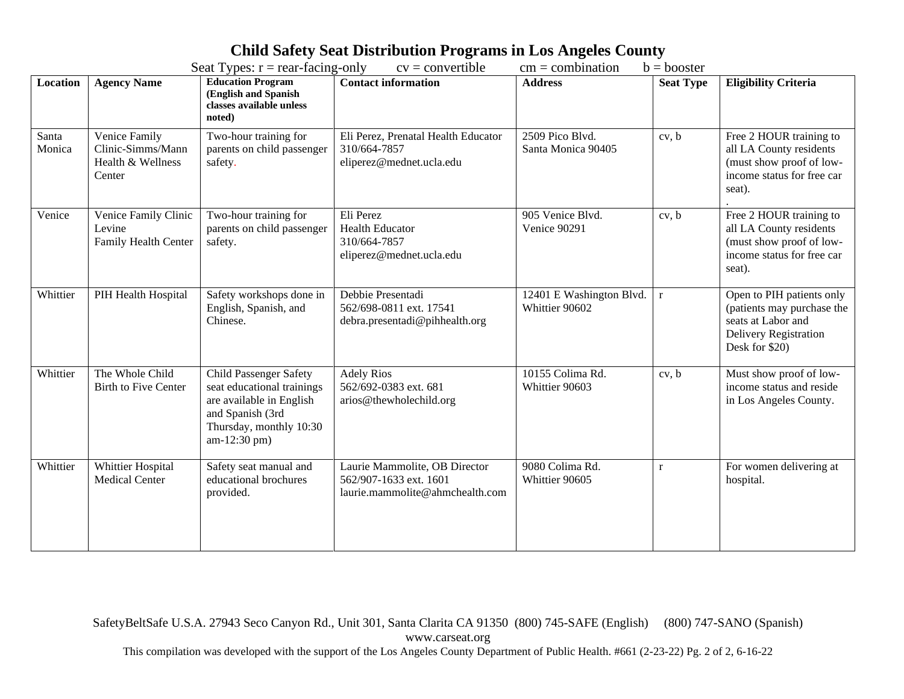# Child Safety Seat Distribution Programs in Los Angeles County

Seat Types: r = rear-facing-only    cv = convertible    cm = combination    b = booster

| Location | Agency Name | Education Program (English and Spanish classes available unless noted) | Contact information | Address | Seat Type | Eligibility Criteria |
|---|---|---|---|---|---|---|
| Santa Monica | Venice Family Clinic-Simms/Mann Health & Wellness Center | Two-hour training for parents on child passenger safety. | Eli Perez, Prenatal Health Educator<br>310/664-7857<br>eliperez@mednet.ucla.edu | 2509 Pico Blvd.<br>Santa Monica 90405 | cv, b | Free 2 HOUR training to all LA County residents (must show proof of low-income status for free car seat).<br>. |
| Venice | Venice Family Clinic Levine Family Health Center | Two-hour training for parents on child passenger safety. | Eli Perez<br>Health Educator<br>310/664-7857<br>eliperez@mednet.ucla.edu | 905 Venice Blvd.<br>Venice 90291 | cv, b | Free 2 HOUR training to all LA County residents (must show proof of low-income status for free car seat). |
| Whittier | PIH Health Hospital | Safety workshops done in English, Spanish, and Chinese. | Debbie Presentadi<br>562/698-0811 ext. 17541<br>debra.presentadi@pihhealth.org | 12401 E Washington Blvd.<br>Whittier 90602 | r | Open to PIH patients only (patients may purchase the seats at Labor and Delivery Registration Desk for $20) |
| Whittier | The Whole Child Birth to Five Center | Child Passenger Safety seat educational trainings are available in English and Spanish (3rd Thursday, monthly 10:30 am-12:30 pm) | Adely Rios<br>562/692-0383 ext. 681<br>arios@thewholechild.org | 10155 Colima Rd.<br>Whittier 90603 | cv, b | Must show proof of low-income status and reside in Los Angeles County. |
| Whittier | Whittier Hospital Medical Center | Safety seat manual and educational brochures provided. | Laurie Mammolite, OB Director<br>562/907-1633 ext. 1601<br>laurie.mammolite@ahmchealth.com | 9080 Colima Rd.<br>Whittier 90605 | r | For women delivering at hospital. |

SafetyBeltSafe U.S.A. 27943 Seco Canyon Rd., Unit 301, Santa Clarita CA 91350 (800) 745-SAFE (English) (800) 747-SANO (Spanish)
www.carseat.org
This compilation was developed with the support of the Los Angeles County Department of Public Health. #661 (2-23-22) Pg. 2 of 2, 6-16-22